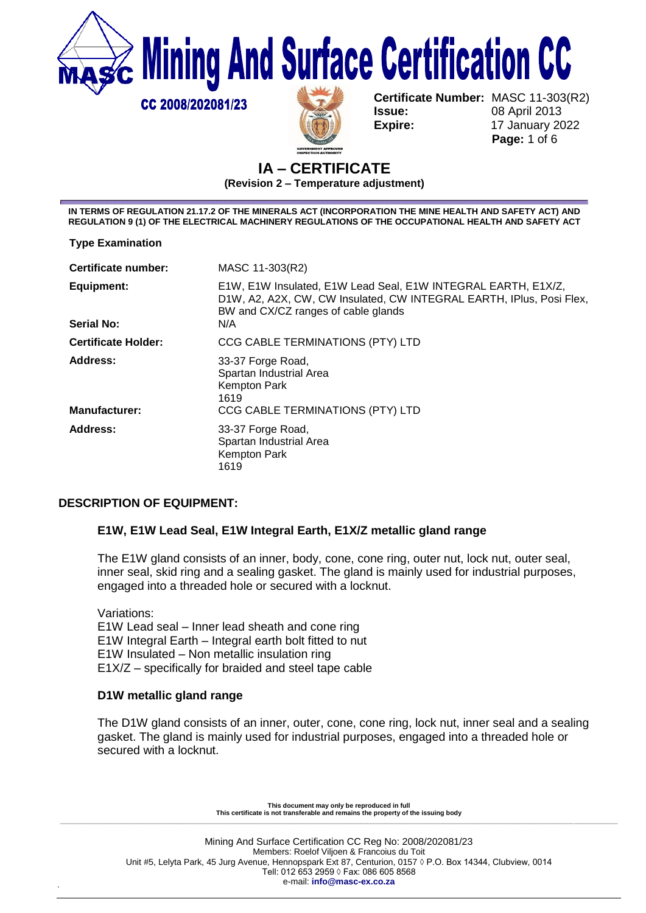# Mining And Surface Certification CC

CC 2008/202081/23

**Certificate Number:** MASC 11-303(R2)
**Issue:** 08 April 2013
**Expire:** 17 January 2022

## IA – CERTIFICATE

**(Revision 2 – Temperature adjustment)**

**IN TERMS OF REGULATION 21.17.2 OF THE MINERALS ACT (INCORPORATION THE MINE HEALTH AND SAFETY ACT) AND REGULATION 9 (1) OF THE ELECTRICAL MACHINERY REGULATIONS OF THE OCCUPATIONAL HEALTH AND SAFETY ACT**

**Type Examination**

| | |
|---|---|
| **Certificate number:** | MASC 11-303(R2) |
| **Equipment:** | E1W, E1W Insulated, E1W Lead Seal, E1W INTEGRAL EARTH, E1X/Z, D1W, A2, A2X, CW, CW Insulated, CW INTEGRAL EARTH, IPlus, Posi Flex, BW and CX/CZ ranges of cable glands |
| **Serial No:** | N/A |
| **Certificate Holder:** | CCG CABLE TERMINATIONS (PTY) LTD |
| **Address:** | 33-37 Forge Road, Spartan Industrial Area, Kempton Park, 1619 |
| **Manufacturer:** | CCG CABLE TERMINATIONS (PTY) LTD |
| **Address:** | 33-37 Forge Road, Spartan Industrial Area, Kempton Park, 1619 |

## DESCRIPTION OF EQUIPMENT:

### E1W, E1W Lead Seal, E1W Integral Earth, E1X/Z metallic gland range

The E1W gland consists of an inner, body, cone, cone ring, outer nut, lock nut, outer seal, inner seal, skid ring and a sealing gasket. The gland is mainly used for industrial purposes, engaged into a threaded hole or secured with a locknut.

Variations:
E1W Lead seal – Inner lead sheath and cone ring
E1W Integral Earth – Integral earth bolt fitted to nut
E1W Insulated – Non metallic insulation ring
E1X/Z – specifically for braided and steel tape cable

### D1W metallic gland range

The D1W gland consists of an inner, outer, cone, cone ring, lock nut, inner seal and a sealing gasket. The gland is mainly used for industrial purposes, engaged into a threaded hole or secured with a locknut.

**This document may only be reproduced in full**
**This certificate is not transferable and remains the property of the issuing body**

Mining And Surface Certification CC Reg No: 2008/202081/23
Members: Roelof Viljoen & Francoius du Toit
Unit #5, Lelyta Park, 45 Jurg Avenue, Hennopspark Ext 87, Centurion, 0157 ◊ P.O. Box 14344, Clubview, 0014
Tell: 012 653 2959 ◊ Fax: 086 605 8568
e-mail: **info@masc-ex.co.za**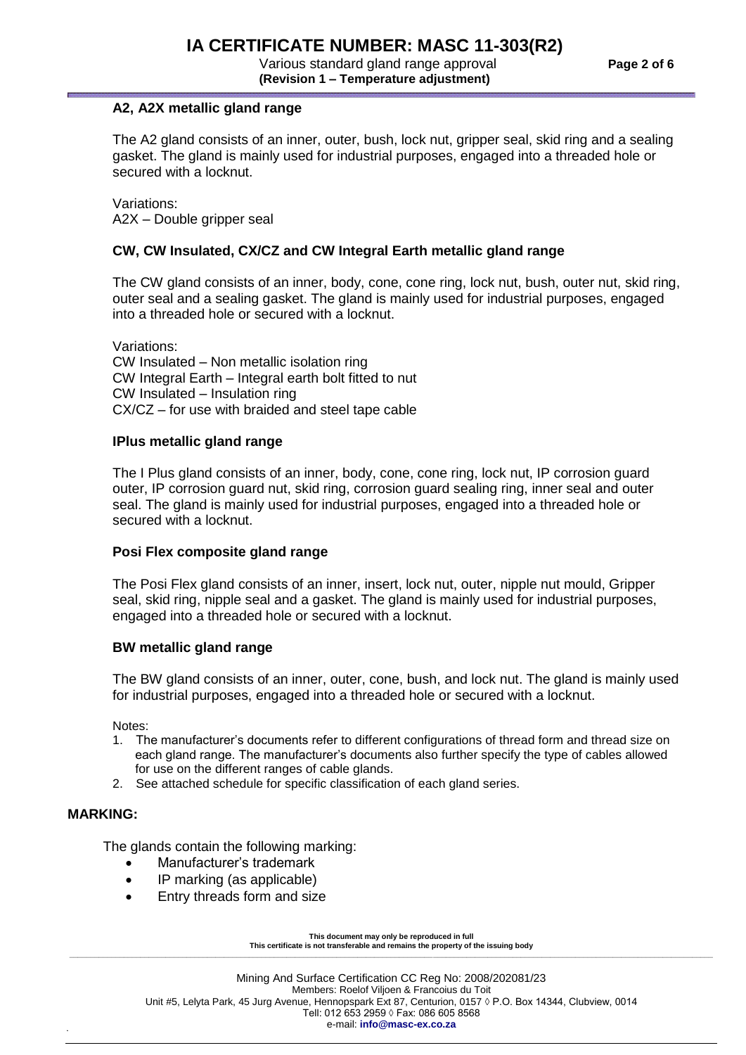### A2, A2X metallic gland range

The A2 gland consists of an inner, outer, bush, lock nut, gripper seal, skid ring and a sealing gasket. The gland is mainly used for industrial purposes, engaged into a threaded hole or secured with a locknut.

Variations:
A2X – Double gripper seal

### CW, CW Insulated, CX/CZ and CW Integral Earth metallic gland range

The CW gland consists of an inner, body, cone, cone ring, lock nut, bush, outer nut, skid ring, outer seal and a sealing gasket. The gland is mainly used for industrial purposes, engaged into a threaded hole or secured with a locknut.

Variations:
CW Insulated – Non metallic isolation ring
CW Integral Earth – Integral earth bolt fitted to nut
CW Insulated – Insulation ring
CX/CZ – for use with braided and steel tape cable

### IPlus metallic gland range

The I Plus gland consists of an inner, body, cone, cone ring, lock nut, IP corrosion guard outer, IP corrosion guard nut, skid ring, corrosion guard sealing ring, inner seal and outer seal. The gland is mainly used for industrial purposes, engaged into a threaded hole or secured with a locknut.

### Posi Flex composite gland range

The Posi Flex gland consists of an inner, insert, lock nut, outer, nipple nut mould, Gripper seal, skid ring, nipple seal and a gasket. The gland is mainly used for industrial purposes, engaged into a threaded hole or secured with a locknut.

### BW metallic gland range

The BW gland consists of an inner, outer, cone, bush, and lock nut. The gland is mainly used for industrial purposes, engaged into a threaded hole or secured with a locknut.

Notes:

1. The manufacturer's documents refer to different configurations of thread form and thread size on each gland range. The manufacturer's documents also further specify the type of cables allowed for use on the different ranges of cable glands.
2. See attached schedule for specific classification of each gland series.

## MARKING:

The glands contain the following marking:

- Manufacturer's trademark
- IP marking (as applicable)
- Entry threads form and size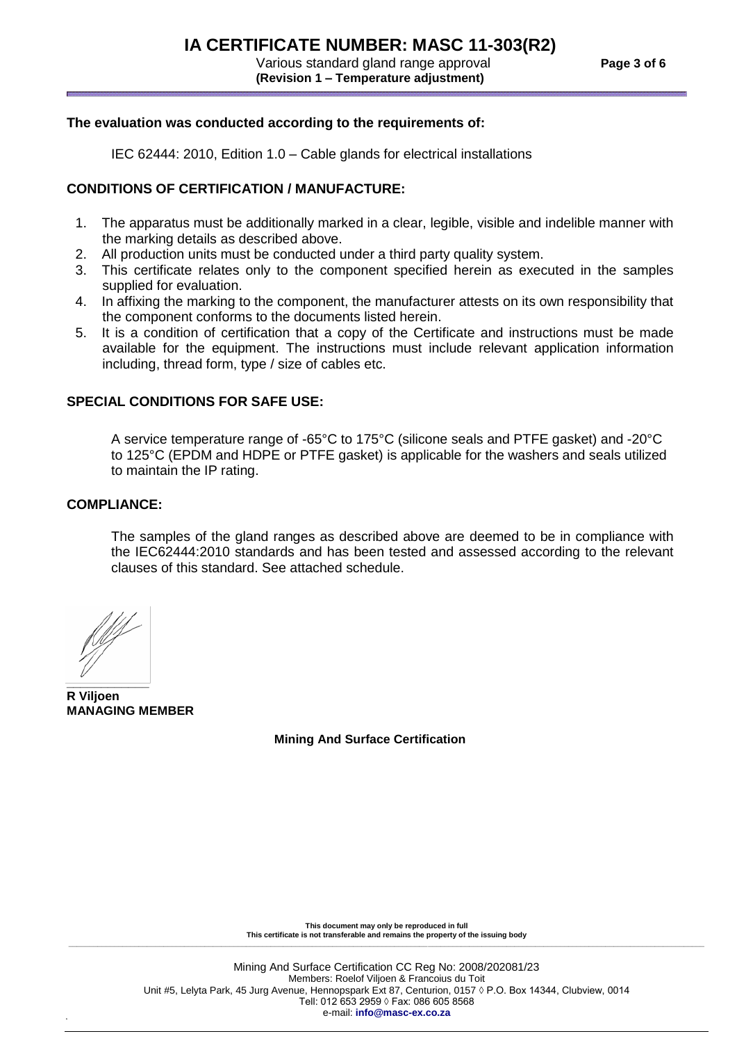**The evaluation was conducted according to the requirements of:**

IEC 62444: 2010, Edition 1.0 – Cable glands for electrical installations

**CONDITIONS OF CERTIFICATION / MANUFACTURE:**

1. The apparatus must be additionally marked in a clear, legible, visible and indelible manner with the marking details as described above.
2. All production units must be conducted under a third party quality system.
3. This certificate relates only to the component specified herein as executed in the samples supplied for evaluation.
4. In affixing the marking to the component, the manufacturer attests on its own responsibility that the component conforms to the documents listed herein.
5. It is a condition of certification that a copy of the Certificate and instructions must be made available for the equipment. The instructions must include relevant application information including, thread form, type / size of cables etc.

**SPECIAL CONDITIONS FOR SAFE USE:**

A service temperature range of -65°C to 175°C (silicone seals and PTFE gasket) and -20°C to 125°C (EPDM and HDPE or PTFE gasket) is applicable for the washers and seals utilized to maintain the IP rating.

**COMPLIANCE:**

The samples of the gland ranges as described above are deemed to be in compliance with the IEC62444:2010 standards and has been tested and assessed according to the relevant clauses of this standard. See attached schedule.

**R Viljoen**
**MANAGING MEMBER**

**Mining And Surface Certification**

**This document may only be reproduced in full**
**This certificate is not transferable and remains the property of the issuing body**

Mining And Surface Certification CC Reg No: 2008/202081/23
Members: Roelof Viljoen & Francoius du Toit
Unit #5, Lelyta Park, 45 Jurg Avenue, Hennopspark Ext 87, Centurion, 0157 ◊ P.O. Box 14344, Clubview, 0014
Tell: 012 653 2959 ◊ Fax: 086 605 8568
e-mail: **info@masc-ex.co.za**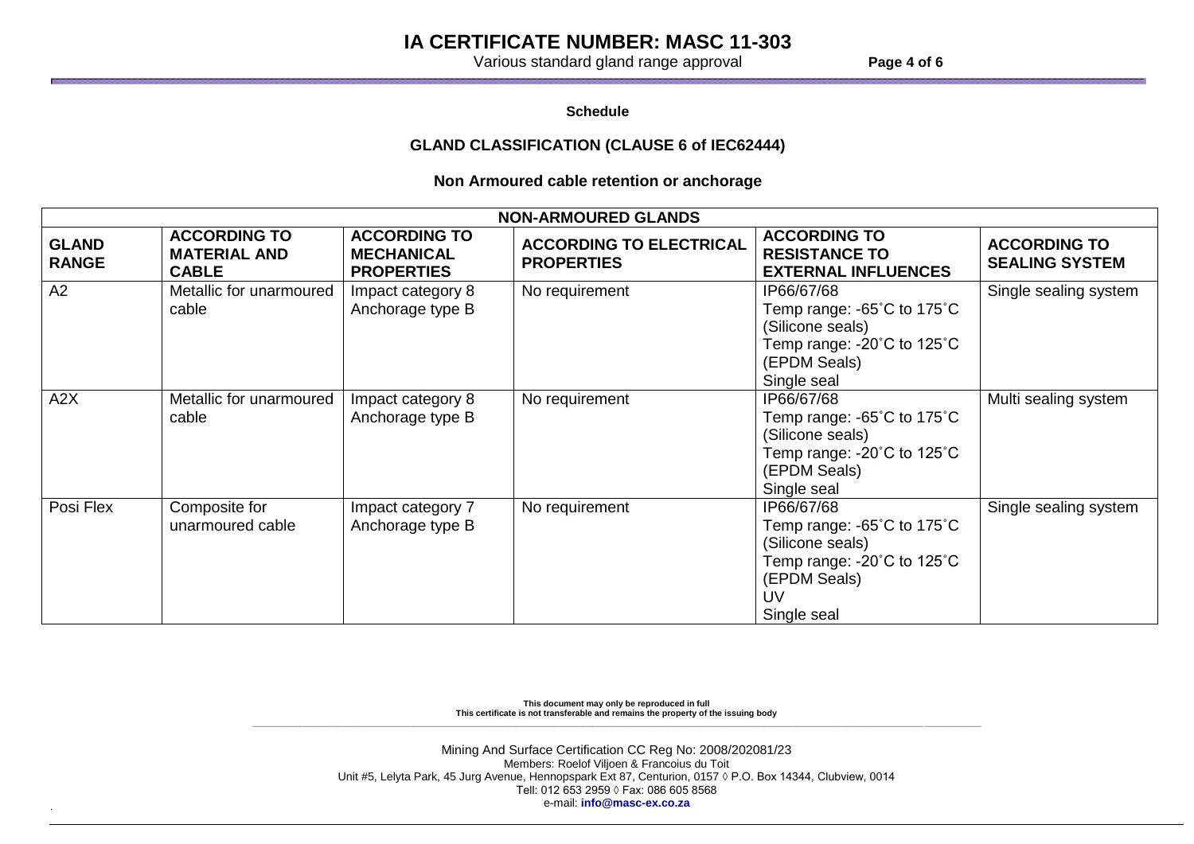**Schedule**

**GLAND CLASSIFICATION (CLAUSE 6 of IEC62444)**

**Non Armoured cable retention or anchorage**

| NON-ARMOURED GLANDS | | | | | |
|---|---|---|---|---|---|
| **GLAND RANGE** | **ACCORDING TO MATERIAL AND CABLE** | **ACCORDING TO MECHANICAL PROPERTIES** | **ACCORDING TO ELECTRICAL PROPERTIES** | **ACCORDING TO RESISTANCE TO EXTERNAL INFLUENCES** | **ACCORDING TO SEALING SYSTEM** |
| A2 | Metallic for unarmoured cable | Impact category 8<br>Anchorage type B | No requirement | IP66/67/68<br>Temp range: -65˚C to 175˚C (Silicone seals)<br>Temp range: -20˚C to 125˚C (EPDM Seals)<br>Single seal | Single sealing system |
| A2X | Metallic for unarmoured cable | Impact category 8<br>Anchorage type B | No requirement | IP66/67/68<br>Temp range: -65˚C to 175˚C (Silicone seals)<br>Temp range: -20˚C to 125˚C (EPDM Seals)<br>Single seal | Multi sealing system |
| Posi Flex | Composite for unarmoured cable | Impact category 7<br>Anchorage type B | No requirement | IP66/67/68<br>Temp range: -65˚C to 175˚C (Silicone seals)<br>Temp range: -20˚C to 125˚C (EPDM Seals)<br>UV<br>Single seal | Single sealing system |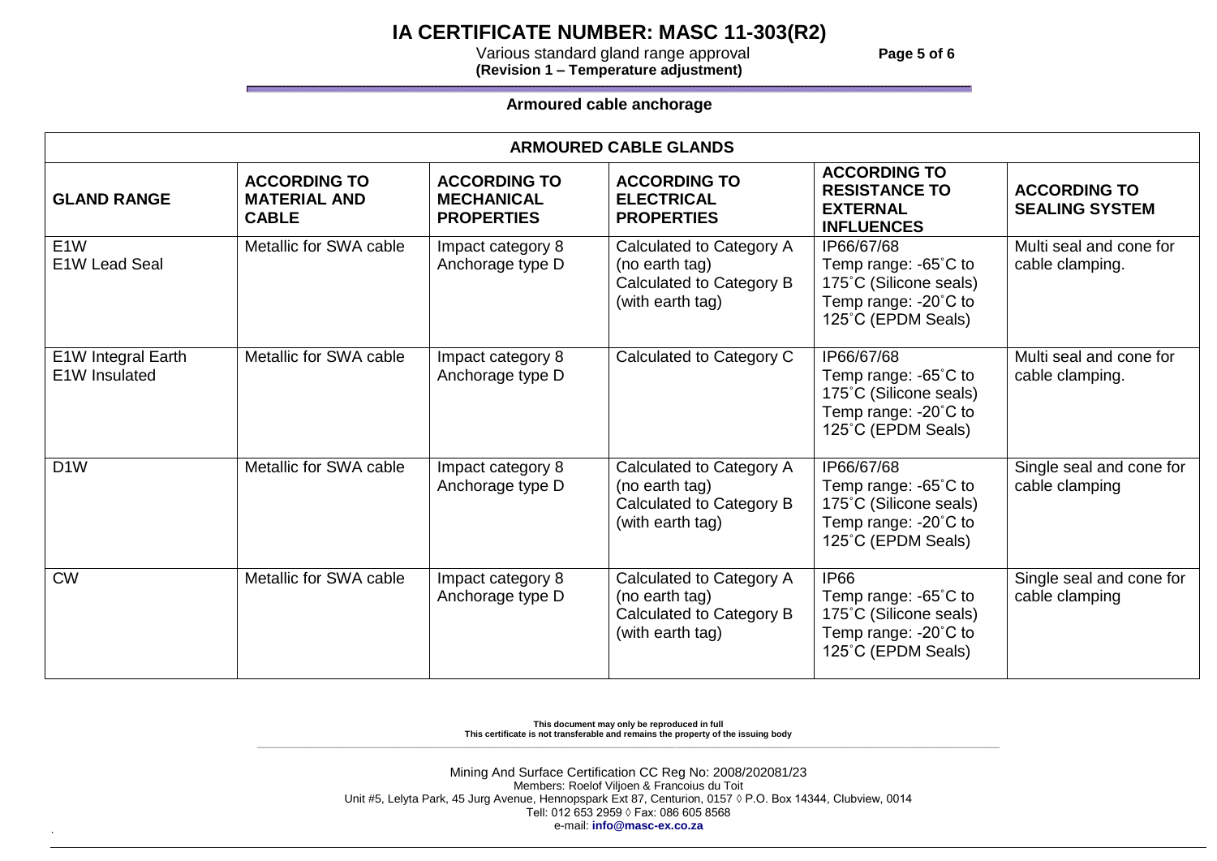**Armoured cable anchorage**

| ARMOURED CABLE GLANDS | | | | | |
|---|---|---|---|---|---|
| **GLAND RANGE** | **ACCORDING TO MATERIAL AND CABLE** | **ACCORDING TO MECHANICAL PROPERTIES** | **ACCORDING TO ELECTRICAL PROPERTIES** | **ACCORDING TO RESISTANCE TO EXTERNAL INFLUENCES** | **ACCORDING TO SEALING SYSTEM** |
| E1W<br>E1W Lead Seal | Metallic for SWA cable | Impact category 8<br>Anchorage type D | Calculated to Category A (no earth tag)<br>Calculated to Category B (with earth tag) | IP66/67/68<br>Temp range: -65˚C to 175˚C (Silicone seals)<br>Temp range: -20˚C to 125˚C (EPDM Seals) | Multi seal and cone for cable clamping. |
| E1W Integral Earth<br>E1W Insulated | Metallic for SWA cable | Impact category 8<br>Anchorage type D | Calculated to Category C | IP66/67/68<br>Temp range: -65˚C to 175˚C (Silicone seals)<br>Temp range: -20˚C to 125˚C (EPDM Seals) | Multi seal and cone for cable clamping. |
| D1W | Metallic for SWA cable | Impact category 8<br>Anchorage type D | Calculated to Category A (no earth tag)<br>Calculated to Category B (with earth tag) | IP66/67/68<br>Temp range: -65˚C to 175˚C (Silicone seals)<br>Temp range: -20˚C to 125˚C (EPDM Seals) | Single seal and cone for cable clamping |
| CW | Metallic for SWA cable | Impact category 8<br>Anchorage type D | Calculated to Category A (no earth tag)<br>Calculated to Category B (with earth tag) | IP66<br>Temp range: -65˚C to 175˚C (Silicone seals)<br>Temp range: -20˚C to 125˚C (EPDM Seals) | Single seal and cone for cable clamping |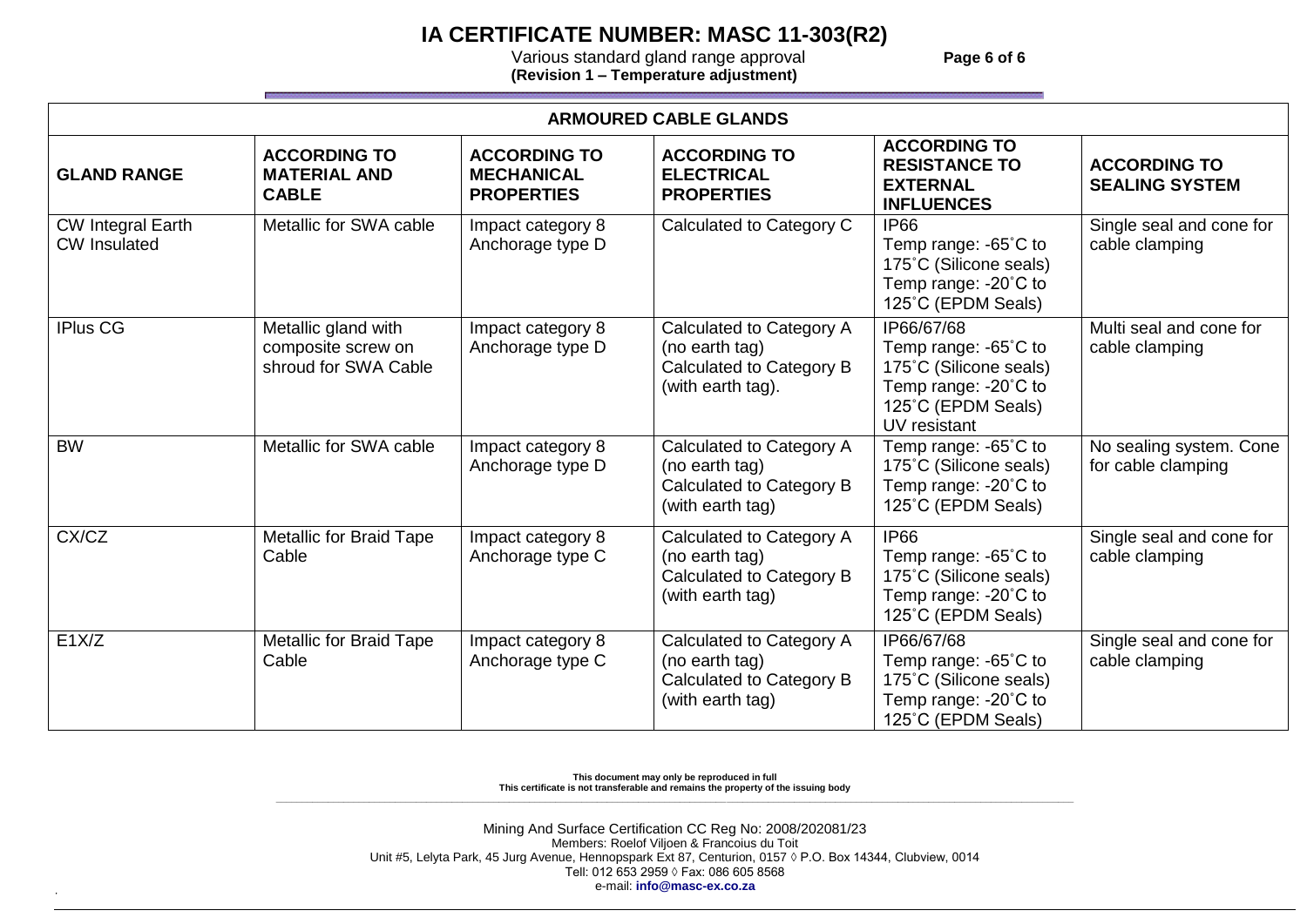| ARMOURED CABLE GLANDS | | | | | |
|---|---|---|---|---|---|
| **GLAND RANGE** | **ACCORDING TO MATERIAL AND CABLE** | **ACCORDING TO MECHANICAL PROPERTIES** | **ACCORDING TO ELECTRICAL PROPERTIES** | **ACCORDING TO RESISTANCE TO EXTERNAL INFLUENCES** | **ACCORDING TO SEALING SYSTEM** |
| CW Integral Earth<br>CW Insulated | Metallic for SWA cable | Impact category 8<br>Anchorage type D | Calculated to Category C | IP66<br>Temp range: -65˚C to 175˚C (Silicone seals)<br>Temp range: -20˚C to 125˚C (EPDM Seals) | Single seal and cone for cable clamping |
| IPlus CG | Metallic gland with composite screw on shroud for SWA Cable | Impact category 8<br>Anchorage type D | Calculated to Category A (no earth tag)<br>Calculated to Category B (with earth tag). | IP66/67/68<br>Temp range: -65˚C to 175˚C (Silicone seals)<br>Temp range: -20˚C to 125˚C (EPDM Seals)<br>UV resistant | Multi seal and cone for cable clamping |
| BW | Metallic for SWA cable | Impact category 8<br>Anchorage type D | Calculated to Category A (no earth tag)<br>Calculated to Category B (with earth tag) | Temp range: -65˚C to 175˚C (Silicone seals)<br>Temp range: -20˚C to 125˚C (EPDM Seals) | No sealing system. Cone for cable clamping |
| CX/CZ | Metallic for Braid Tape Cable | Impact category 8<br>Anchorage type C | Calculated to Category A (no earth tag)<br>Calculated to Category B (with earth tag) | IP66<br>Temp range: -65˚C to 175˚C (Silicone seals)<br>Temp range: -20˚C to 125˚C (EPDM Seals) | Single seal and cone for cable clamping |
| E1X/Z | Metallic for Braid Tape Cable | Impact category 8<br>Anchorage type C | Calculated to Category A (no earth tag)<br>Calculated to Category B (with earth tag) | IP66/67/68<br>Temp range: -65˚C to 175˚C (Silicone seals)<br>Temp range: -20˚C to 125˚C (EPDM Seals) | Single seal and cone for cable clamping |